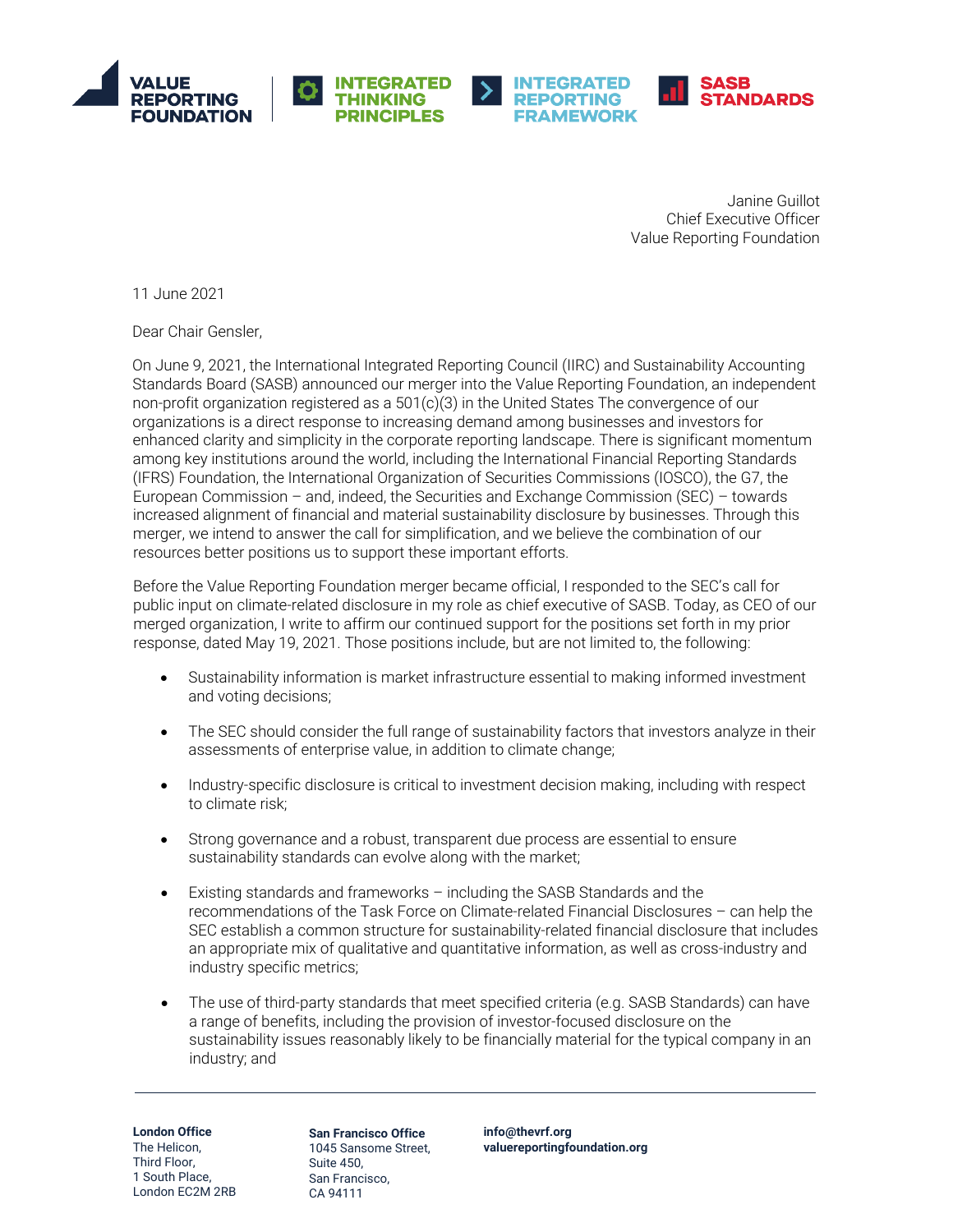VALUE REPORTING FOUNDATION | INTEGRATED THINKING PRINCIPLES | INTEGRATED REPORTING FRAMEWORK | SASB STANDARDS

Janine Guillot
Chief Executive Officer
Value Reporting Foundation

11 June 2021

Dear Chair Gensler,

On June 9, 2021, the International Integrated Reporting Council (IIRC) and Sustainability Accounting Standards Board (SASB) announced our merger into the Value Reporting Foundation, an independent non-profit organization registered as a 501(c)(3) in the United States The convergence of our organizations is a direct response to increasing demand among businesses and investors for enhanced clarity and simplicity in the corporate reporting landscape. There is significant momentum among key institutions around the world, including the International Financial Reporting Standards (IFRS) Foundation, the International Organization of Securities Commissions (IOSCO), the G7, the European Commission – and, indeed, the Securities and Exchange Commission (SEC) – towards increased alignment of financial and material sustainability disclosure by businesses. Through this merger, we intend to answer the call for simplification, and we believe the combination of our resources better positions us to support these important efforts.

Before the Value Reporting Foundation merger became official, I responded to the SEC's call for public input on climate-related disclosure in my role as chief executive of SASB. Today, as CEO of our merged organization, I write to affirm our continued support for the positions set forth in my prior response, dated May 19, 2021. Those positions include, but are not limited to, the following:

- Sustainability information is market infrastructure essential to making informed investment and voting decisions;
- The SEC should consider the full range of sustainability factors that investors analyze in their assessments of enterprise value, in addition to climate change;
- Industry-specific disclosure is critical to investment decision making, including with respect to climate risk;
- Strong governance and a robust, transparent due process are essential to ensure sustainability standards can evolve along with the market;
- Existing standards and frameworks – including the SASB Standards and the recommendations of the Task Force on Climate-related Financial Disclosures – can help the SEC establish a common structure for sustainability-related financial disclosure that includes an appropriate mix of qualitative and quantitative information, as well as cross-industry and industry specific metrics;
- The use of third-party standards that meet specified criteria (e.g. SASB Standards) can have a range of benefits, including the provision of investor-focused disclosure on the sustainability issues reasonably likely to be financially material for the typical company in an industry; and

**London Office**
The Helicon,
Third Floor,
1 South Place,
London EC2M 2RB

**San Francisco Office**
1045 Sansome Street,
Suite 450,
San Francisco,
CA 94111

**info@thevrf.org**
**valuereportingfoundation.org**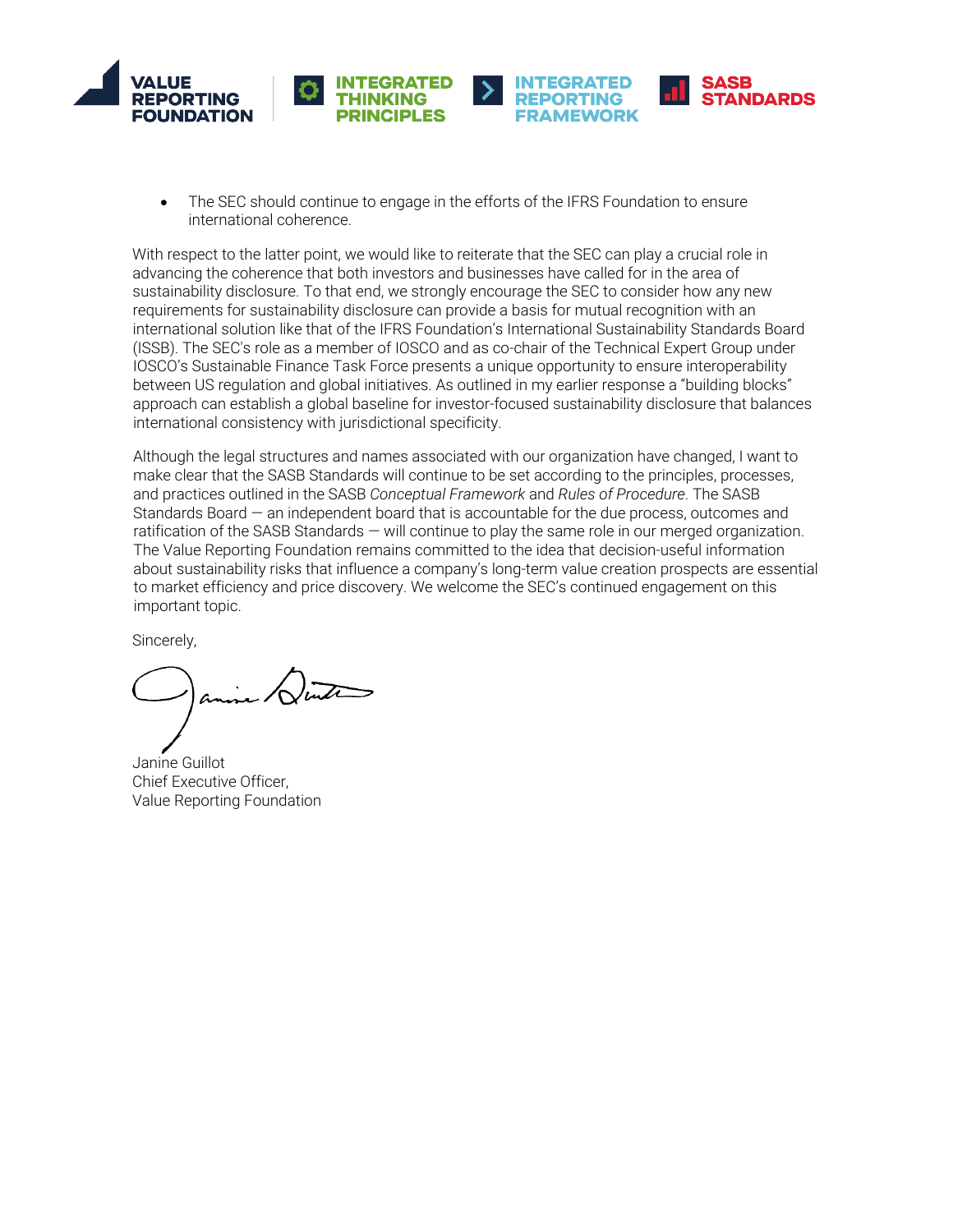- The SEC should continue to engage in the efforts of the IFRS Foundation to ensure international coherence.

With respect to the latter point, we would like to reiterate that the SEC can play a crucial role in advancing the coherence that both investors and businesses have called for in the area of sustainability disclosure. To that end, we strongly encourage the SEC to consider how any new requirements for sustainability disclosure can provide a basis for mutual recognition with an international solution like that of the IFRS Foundation's International Sustainability Standards Board (ISSB). The SEC's role as a member of IOSCO and as co-chair of the Technical Expert Group under IOSCO's Sustainable Finance Task Force presents a unique opportunity to ensure interoperability between US regulation and global initiatives. As outlined in my earlier response a "building blocks" approach can establish a global baseline for investor-focused sustainability disclosure that balances international consistency with jurisdictional specificity.

Although the legal structures and names associated with our organization have changed, I want to make clear that the SASB Standards will continue to be set according to the principles, processes, and practices outlined in the SASB *Conceptual Framework* and *Rules of Procedure*. The SASB Standards Board — an independent board that is accountable for the due process, outcomes and ratification of the SASB Standards — will continue to play the same role in our merged organization. The Value Reporting Foundation remains committed to the idea that decision-useful information about sustainability risks that influence a company's long-term value creation prospects are essential to market efficiency and price discovery. We welcome the SEC's continued engagement on this important topic.

Sincerely,

Janine Guillot
Chief Executive Officer,
Value Reporting Foundation